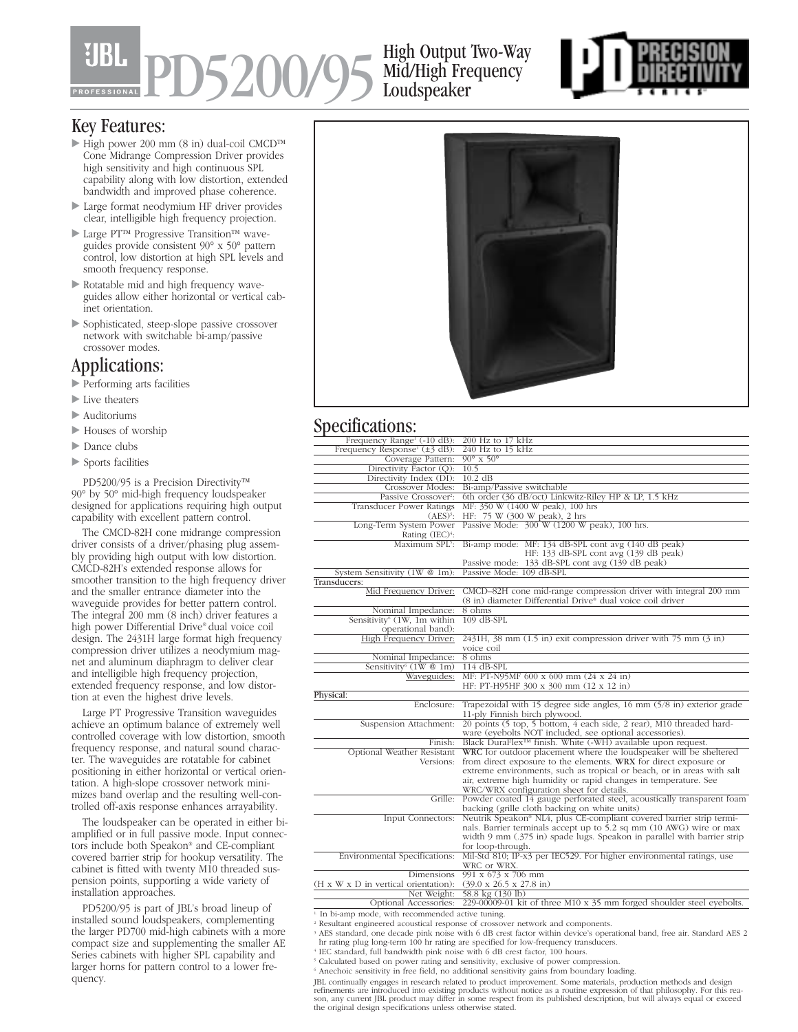# JBL PROFESSIONAL PD5200/95 High Output Two-Way Mid/High Frequency Loudspeaker

PRECISION DIRECTIVITY SERIES

## Key Features:

- High power 200 mm (8 in) dual-coil CMCD™ Cone Midrange Compression Driver provides high sensitivity and high continuous SPL capability along with low distortion, extended bandwidth and improved phase coherence.
- Large format neodymium HF driver provides clear, intelligible high frequency projection.
- Large PT™ Progressive Transition™ waveguides provide consistent 90° x 50° pattern control, low distortion at high SPL levels and smooth frequency response.
- Rotatable mid and high frequency waveguides allow either horizontal or vertical cabinet orientation.
- Sophisticated, steep-slope passive crossover network with switchable bi-amp/passive crossover modes.

## Applications:

- Performing arts facilities
- Live theaters
- Auditoriums
- Houses of worship
- Dance clubs
- Sports facilities

PD5200/95 is a Precision Directivity™ 90° by 50° mid-high frequency loudspeaker designed for applications requiring high output capability with excellent pattern control.

The CMCD-82H cone midrange compression driver consists of a driver/phasing plug assembly providing high output with low distortion. CMCD-82H's extended response allows for smoother transition to the high frequency driver and the smaller entrance diameter into the waveguide provides for better pattern control. The integral 200 mm (8 inch) driver features a high power Differential Drive® dual voice coil design. The 2431H large format high frequency compression driver utilizes a neodymium magnet and aluminum diaphragm to deliver clear and intelligible high frequency projection, extended frequency response, and low distortion at even the highest drive levels.

Large PT Progressive Transition waveguides achieve an optimum balance of extremely well controlled coverage with low distortion, smooth frequency response, and natural sound character. The waveguides are rotatable for cabinet positioning in either horizontal or vertical orientation. A high-slope crossover network minimizes band overlap and the resulting well-controlled off-axis response enhances arrayability.

The loudspeaker can be operated in either bi-amplified or in full passive mode. Input connectors include both Speakon® and CE-compliant covered barrier strip for hookup versatility. The cabinet is fitted with twenty M10 threaded suspension points, supporting a wide variety of installation approaches.

PD5200/95 is part of JBL's broad lineup of installed sound loudspeakers, complementing the larger PD700 mid-high cabinets with a more compact size and supplementing the smaller AE Series cabinets with higher SPL capability and larger horns for pattern control to a lower frequency.

## Specifications:

| | |
|---|---|
| Frequency Range[1] (-10 dB): | 200 Hz to 17 kHz |
| Frequency Response[1] (±3 dB): | 240 Hz to 15 kHz |
| Coverage Pattern: | 90° x 50° |
| Directivity Factor (Q): | 10.5 |
| Directivity Index (DI): | 10.2 dB |
| Crossover Modes: | Bi-amp/Passive switchable |
| Passive Crossover[2]: | 6th order (36 dB/oct) Linkwitz-Riley HP & LP, 1.5 kHz |
| Transducer Power Ratings (AES)[3]: | MF: 350 W (1400 W peak), 100 hrs<br>HF: 75 W (300 W peak), 2 hrs |
| Long-Term System Power Rating (IEC)[4]: | Passive Mode: 300 W (1200 W peak), 100 hrs. |
| Maximum SPL[5]: | Bi-amp mode: MF: 134 dB-SPL cont avg (140 dB peak)<br>HF: 133 dB-SPL cont avg (139 dB peak)<br>Passive mode: 133 dB-SPL cont avg (139 dB peak) |
| System Sensitivity (1W @ 1m): | Passive Mode: 109 dB-SPL |
| **Transducers:** | |
| Mid Frequency Driver: | CMCD–82H cone mid-range compression driver with integral 200 mm (8 in) diameter Differential Drive® dual voice coil driver |
| Nominal Impedance: | 8 ohms |
| Sensitivity[6] (1W, 1m within operational band): | 109 dB-SPL |
| High Frequency Driver: | 2431H, 38 mm (1.5 in) exit compression driver with 75 mm (3 in) voice coil |
| Nominal Impedance: | 8 ohms |
| Sensitivity[6] (1W @ 1m) | 114 dB-SPL |
| Waveguides: | MF: PT-N95MF 600 x 600 mm (24 x 24 in)<br>HF: PT-H95HF 300 x 300 mm (12 x 12 in) |
| **Physical:** | |
| Enclosure: | Trapezoidal with 15 degree side angles, 16 mm (5/8 in) exterior grade 11-ply Finnish birch plywood. |
| Suspension Attachment: | 20 points (5 top, 5 bottom, 4 each side, 2 rear), M10 threaded hardware (eyebolts NOT included, see optional accessories). |
| Finish: | Black DuraFlex™ finish. White (-WH) available upon request. |
| Optional Weather Resistant Versions: | **WRC** for outdoor placement where the loudspeaker will be sheltered from direct exposure to the elements. **WRX** for direct exposure or extreme environments, such as tropical or beach, or in areas with salt air, extreme high humidity or rapid changes in temperature. See WRC/WRX configuration sheet for details. |
| Grille: | Powder coated 14 gauge perforated steel, acoustically transparent foam backing (grille cloth backing on white units) |
| Input Connectors: | Neutrik Speakon® NL4, plus CE-compliant covered barrier strip terminals. Barrier terminals accept up to 5.2 sq mm (10 AWG) wire or max width 9 mm (.375 in) spade lugs. Speakon in parallel with barrier strip for loop-through. |
| Environmental Specifications: | Mil-Std 810; IP-x3 per IEC529. For higher environmental ratings, use WRC or WRX. |
| Dimensions (H x W x D in vertical orientation): | 991 x 673 x 706 mm<br>(39.0 x 26.5 x 27.8 in) |
| Net Weight: | 58.8 kg (130 lb) |
| Optional Accessories: | 229-00009-01 kit of three M10 x 35 mm forged shoulder steel eyebolts. |

[1] In bi-amp mode, with recommended active tuning.
[2] Resultant engineered acoustical response of crossover network and components.
[3] AES standard, one decade pink noise with 6 dB crest factor within device's operational band, free air. Standard AES 2 hr rating plug long-term 100 hr rating are specified for low-frequency transducers.
[4] IEC standard, full bandwidth pink noise with 6 dB crest factor, 100 hours.
[5] Calculated based on power rating and sensitivity, exclusive of power compression.
[6] Anechoic sensitivity in free field, no additional sensitivity gains from boundary loading.

JBL continually engages in research related to product improvement. Some materials, production methods and design refinements are introduced into existing products without notice as a routine expression of that philosophy. For this reason, any current JBL product may differ in some respect from its published description, but will always equal or exceed the original design specifications unless otherwise stated.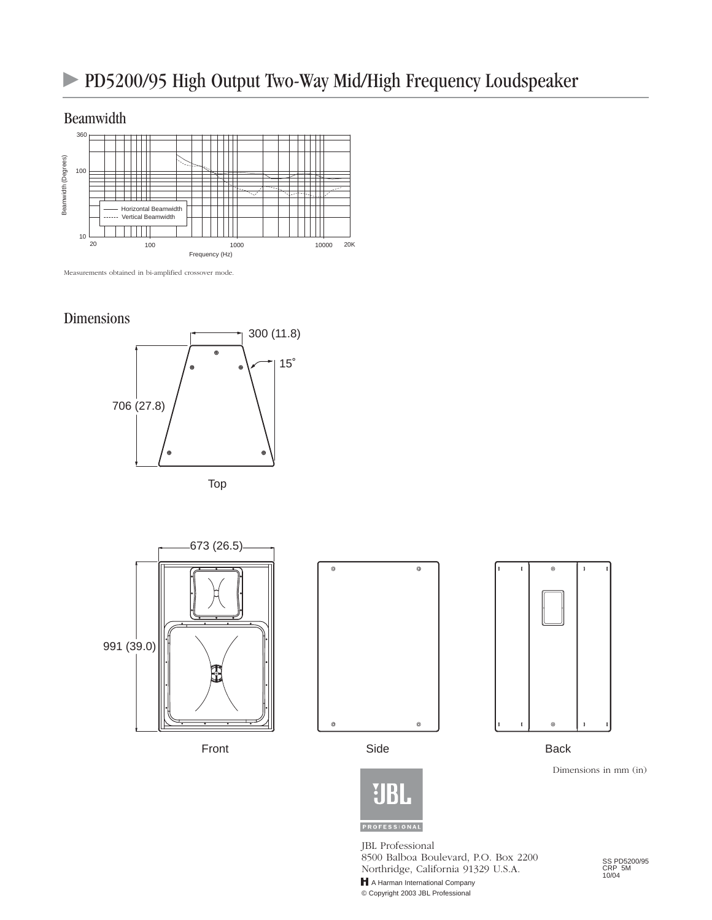# PD5200/95 High Output Two-Way Mid/High Frequency Loudspeaker

## Beamwidth

360
100
10
Beamwidth (Degrees)
20
100
1000
10000
20K
Frequency (Hz)
Horizontal Beamwidth
Vertical Beamwidth

Measurements obtained in bi-amplified crossover mode.

## Dimensions

300 (11.8)
15°
706 (27.8)
Top

673 (26.5)
991 (39.0)
Front
Side
Back

Dimensions in mm (in)

JBL PROFESSIONAL

JBL Professional
8500 Balboa Boulevard, P.O. Box 2200
Northridge, California 91329 U.S.A.

A Harman International Company

© Copyright 2003 JBL Professional

SS PD5200/95
CRP 5M
10/04